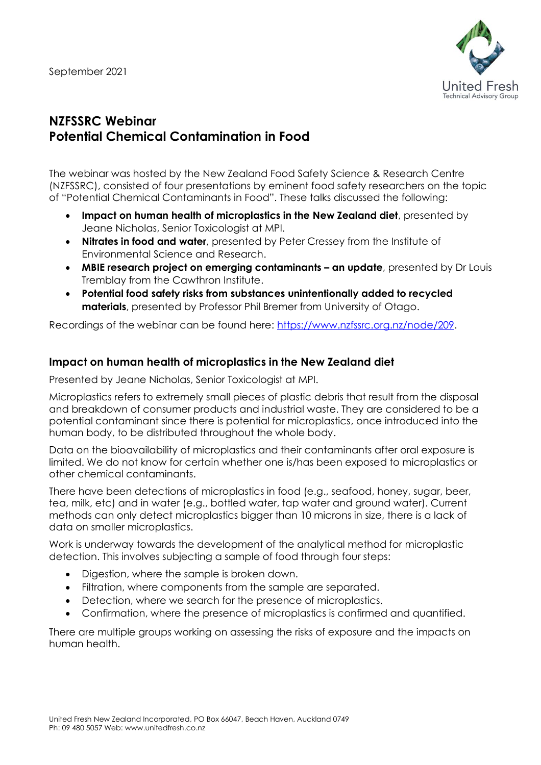September 2021

# NZFSSRC Webinar
# Potential Chemical Contamination in Food

The webinar was hosted by the New Zealand Food Safety Science & Research Centre (NZFSSRC), consisted of four presentations by eminent food safety researchers on the topic of "Potential Chemical Contaminants in Food". These talks discussed the following:

- **Impact on human health of microplastics in the New Zealand diet**, presented by Jeane Nicholas, Senior Toxicologist at MPI.
- **Nitrates in food and water**, presented by Peter Cressey from the Institute of Environmental Science and Research.
- **MBIE research project on emerging contaminants – an update**, presented by Dr Louis Tremblay from the Cawthron Institute.
- **Potential food safety risks from substances unintentionally added to recycled materials**, presented by Professor Phil Bremer from University of Otago.

Recordings of the webinar can be found here: https://www.nzfssrc.org.nz/node/209.

## Impact on human health of microplastics in the New Zealand diet

Presented by Jeane Nicholas, Senior Toxicologist at MPI.

Microplastics refers to extremely small pieces of plastic debris that result from the disposal and breakdown of consumer products and industrial waste. They are considered to be a potential contaminant since there is potential for microplastics, once introduced into the human body, to be distributed throughout the whole body.

Data on the bioavailability of microplastics and their contaminants after oral exposure is limited. We do not know for certain whether one is/has been exposed to microplastics or other chemical contaminants.

There have been detections of microplastics in food (e.g., seafood, honey, sugar, beer, tea, milk, etc) and in water (e.g., bottled water, tap water and ground water). Current methods can only detect microplastics bigger than 10 microns in size, there is a lack of data on smaller microplastics.

Work is underway towards the development of the analytical method for microplastic detection. This involves subjecting a sample of food through four steps:

- Digestion, where the sample is broken down.
- Filtration, where components from the sample are separated.
- Detection, where we search for the presence of microplastics.
- Confirmation, where the presence of microplastics is confirmed and quantified.

There are multiple groups working on assessing the risks of exposure and the impacts on human health.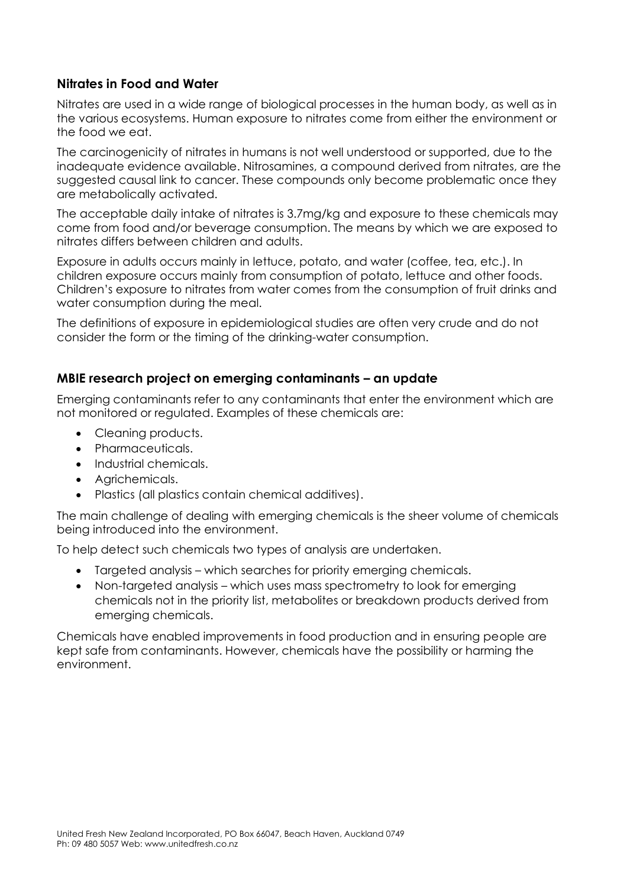## Nitrates in Food and Water

Nitrates are used in a wide range of biological processes in the human body, as well as in the various ecosystems. Human exposure to nitrates come from either the environment or the food we eat.

The carcinogenicity of nitrates in humans is not well understood or supported, due to the inadequate evidence available. Nitrosamines, a compound derived from nitrates, are the suggested causal link to cancer. These compounds only become problematic once they are metabolically activated.

The acceptable daily intake of nitrates is 3.7mg/kg and exposure to these chemicals may come from food and/or beverage consumption. The means by which we are exposed to nitrates differs between children and adults.

Exposure in adults occurs mainly in lettuce, potato, and water (coffee, tea, etc.). In children exposure occurs mainly from consumption of potato, lettuce and other foods. Children's exposure to nitrates from water comes from the consumption of fruit drinks and water consumption during the meal.

The definitions of exposure in epidemiological studies are often very crude and do not consider the form or the timing of the drinking-water consumption.

## MBIE research project on emerging contaminants – an update

Emerging contaminants refer to any contaminants that enter the environment which are not monitored or regulated. Examples of these chemicals are:

- Cleaning products.
- Pharmaceuticals.
- Industrial chemicals.
- Agrichemicals.
- Plastics (all plastics contain chemical additives).

The main challenge of dealing with emerging chemicals is the sheer volume of chemicals being introduced into the environment.

To help detect such chemicals two types of analysis are undertaken.

- Targeted analysis – which searches for priority emerging chemicals.
- Non-targeted analysis – which uses mass spectrometry to look for emerging chemicals not in the priority list, metabolites or breakdown products derived from emerging chemicals.

Chemicals have enabled improvements in food production and in ensuring people are kept safe from contaminants. However, chemicals have the possibility or harming the environment.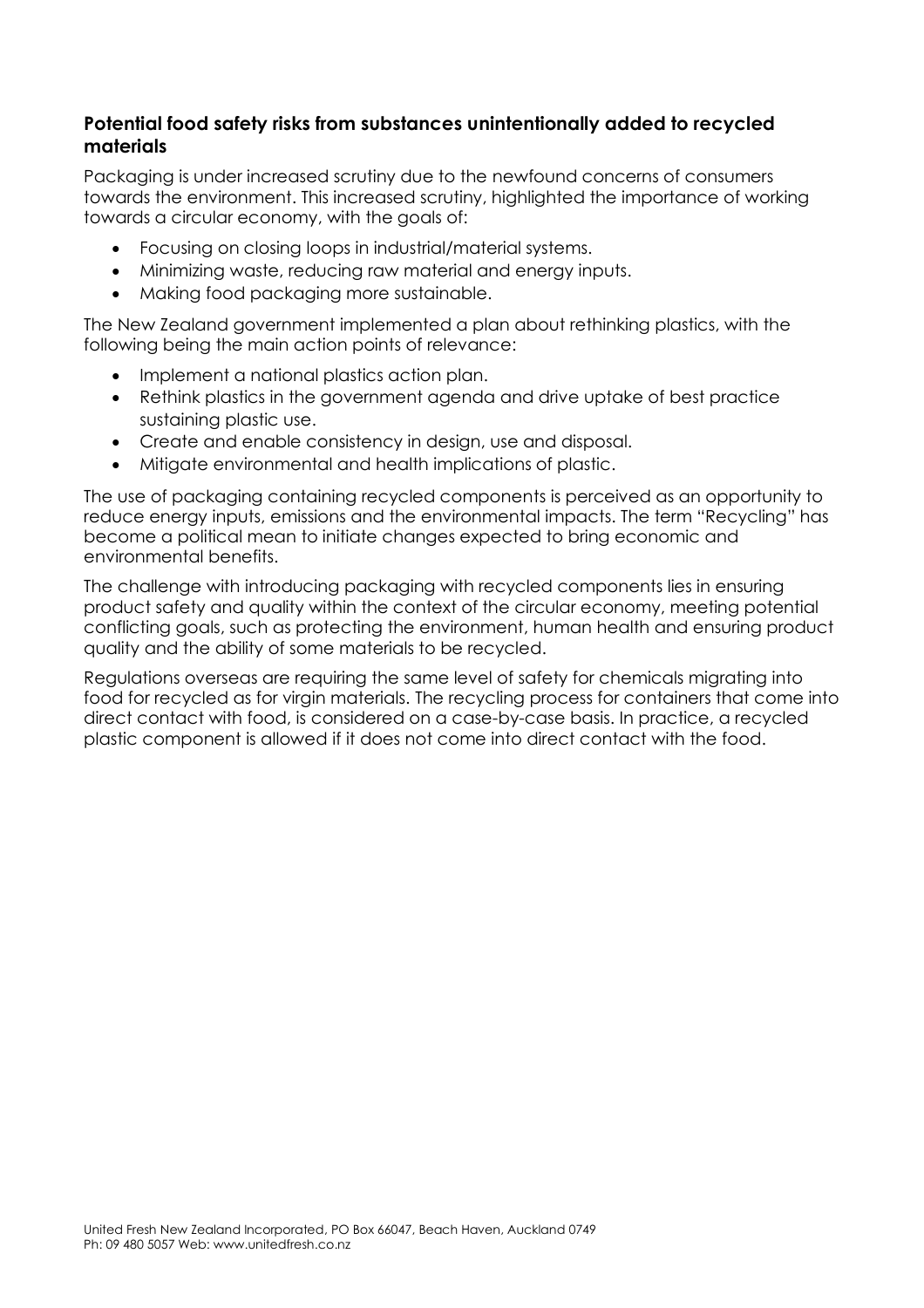**Potential food safety risks from substances unintentionally added to recycled materials**

Packaging is under increased scrutiny due to the newfound concerns of consumers towards the environment. This increased scrutiny, highlighted the importance of working towards a circular economy, with the goals of:

- Focusing on closing loops in industrial/material systems.
- Minimizing waste, reducing raw material and energy inputs.
- Making food packaging more sustainable.

The New Zealand government implemented a plan about rethinking plastics, with the following being the main action points of relevance:

- Implement a national plastics action plan.
- Rethink plastics in the government agenda and drive uptake of best practice sustaining plastic use.
- Create and enable consistency in design, use and disposal.
- Mitigate environmental and health implications of plastic.

The use of packaging containing recycled components is perceived as an opportunity to reduce energy inputs, emissions and the environmental impacts. The term "Recycling" has become a political mean to initiate changes expected to bring economic and environmental benefits.

The challenge with introducing packaging with recycled components lies in ensuring product safety and quality within the context of the circular economy, meeting potential conflicting goals, such as protecting the environment, human health and ensuring product quality and the ability of some materials to be recycled.

Regulations overseas are requiring the same level of safety for chemicals migrating into food for recycled as for virgin materials. The recycling process for containers that come into direct contact with food, is considered on a case-by-case basis. In practice, a recycled plastic component is allowed if it does not come into direct contact with the food.